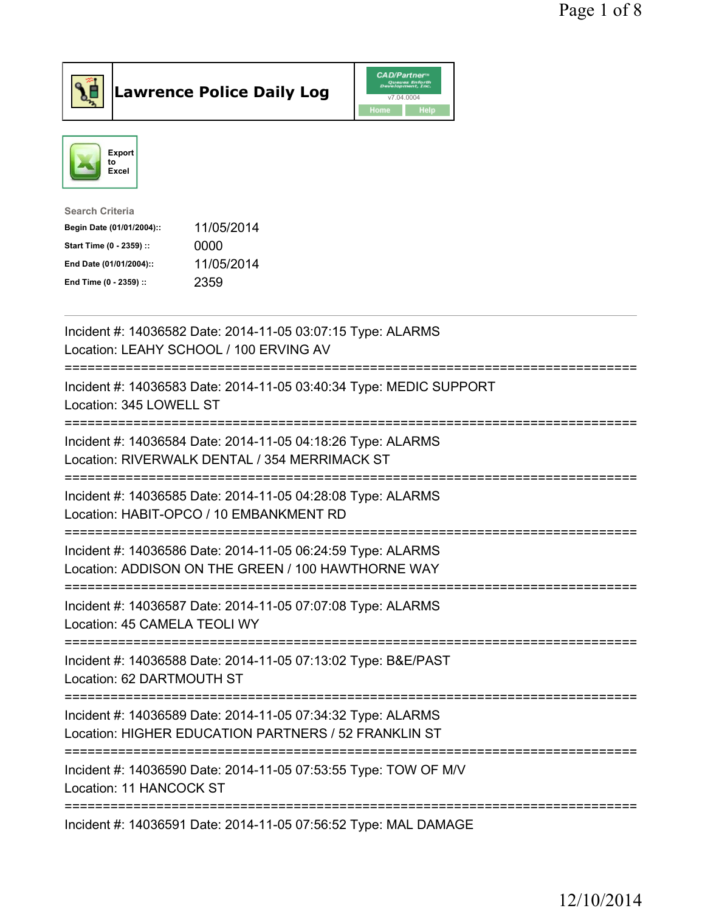# Lawrence Police Daily Log

CAD/Partner v7.04.0004

Home | Help

Export to Excel

**Search Criteria**

| | |
|---|---|
| **Begin Date (01/01/2004)::** | 11/05/2014 |
| **Start Time (0 - 2359) ::** | 0000 |
| **End Date (01/01/2004)::** | 11/05/2014 |
| **End Time (0 - 2359) ::** | 2359 |

---

Incident #: 14036582 Date: 2014-11-05 03:07:15 Type: ALARMS
Location: LEAHY SCHOOL / 100 ERVING AV

===========================================================================

Incident #: 14036583 Date: 2014-11-05 03:40:34 Type: MEDIC SUPPORT
Location: 345 LOWELL ST

===========================================================================

Incident #: 14036584 Date: 2014-11-05 04:18:26 Type: ALARMS
Location: RIVERWALK DENTAL / 354 MERRIMACK ST

===========================================================================

Incident #: 14036585 Date: 2014-11-05 04:28:08 Type: ALARMS
Location: HABIT-OPCO / 10 EMBANKMENT RD

===========================================================================

Incident #: 14036586 Date: 2014-11-05 06:24:59 Type: ALARMS
Location: ADDISON ON THE GREEN / 100 HAWTHORNE WAY

===========================================================================

Incident #: 14036587 Date: 2014-11-05 07:07:08 Type: ALARMS
Location: 45 CAMELA TEOLI WY

===========================================================================

Incident #: 14036588 Date: 2014-11-05 07:13:02 Type: B&E/PAST
Location: 62 DARTMOUTH ST

===========================================================================

Incident #: 14036589 Date: 2014-11-05 07:34:32 Type: ALARMS
Location: HIGHER EDUCATION PARTNERS / 52 FRANKLIN ST

===========================================================================

Incident #: 14036590 Date: 2014-11-05 07:53:55 Type: TOW OF M/V
Location: 11 HANCOCK ST

===========================================================================

Incident #: 14036591 Date: 2014-11-05 07:56:52 Type: MAL DAMAGE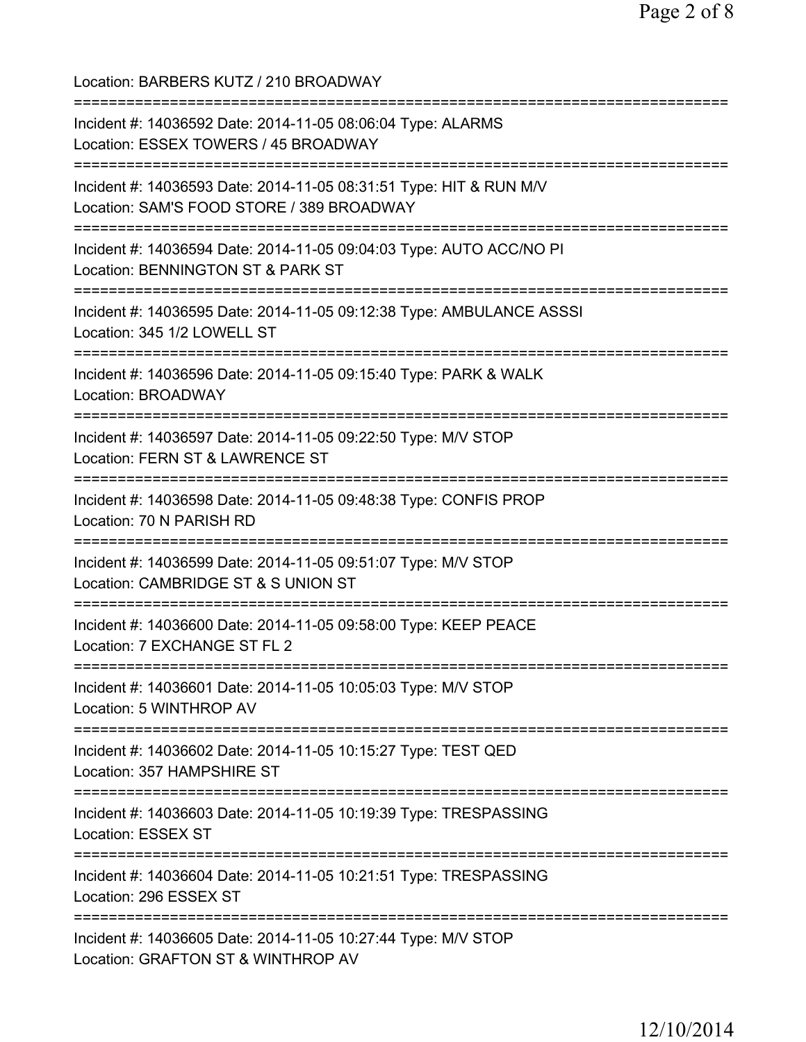Location: BARBERS KUTZ / 210 BROADWAY

===========================================================================

Incident #: 14036592 Date: 2014-11-05 08:06:04 Type: ALARMS
Location: ESSEX TOWERS / 45 BROADWAY

===========================================================================

Incident #: 14036593 Date: 2014-11-05 08:31:51 Type: HIT & RUN M/V
Location: SAM'S FOOD STORE / 389 BROADWAY

===========================================================================

Incident #: 14036594 Date: 2014-11-05 09:04:03 Type: AUTO ACC/NO PI
Location: BENNINGTON ST & PARK ST

===========================================================================

Incident #: 14036595 Date: 2014-11-05 09:12:38 Type: AMBULANCE ASSSI
Location: 345 1/2 LOWELL ST

===========================================================================

Incident #: 14036596 Date: 2014-11-05 09:15:40 Type: PARK & WALK
Location: BROADWAY

===========================================================================

Incident #: 14036597 Date: 2014-11-05 09:22:50 Type: M/V STOP
Location: FERN ST & LAWRENCE ST

===========================================================================

Incident #: 14036598 Date: 2014-11-05 09:48:38 Type: CONFIS PROP
Location: 70 N PARISH RD

===========================================================================

Incident #: 14036599 Date: 2014-11-05 09:51:07 Type: M/V STOP
Location: CAMBRIDGE ST & S UNION ST

===========================================================================

Incident #: 14036600 Date: 2014-11-05 09:58:00 Type: KEEP PEACE
Location: 7 EXCHANGE ST FL 2

===========================================================================

Incident #: 14036601 Date: 2014-11-05 10:05:03 Type: M/V STOP
Location: 5 WINTHROP AV

===========================================================================

Incident #: 14036602 Date: 2014-11-05 10:15:27 Type: TEST QED
Location: 357 HAMPSHIRE ST

===========================================================================

Incident #: 14036603 Date: 2014-11-05 10:19:39 Type: TRESPASSING
Location: ESSEX ST

===========================================================================

Incident #: 14036604 Date: 2014-11-05 10:21:51 Type: TRESPASSING
Location: 296 ESSEX ST

===========================================================================

Incident #: 14036605 Date: 2014-11-05 10:27:44 Type: M/V STOP
Location: GRAFTON ST & WINTHROP AV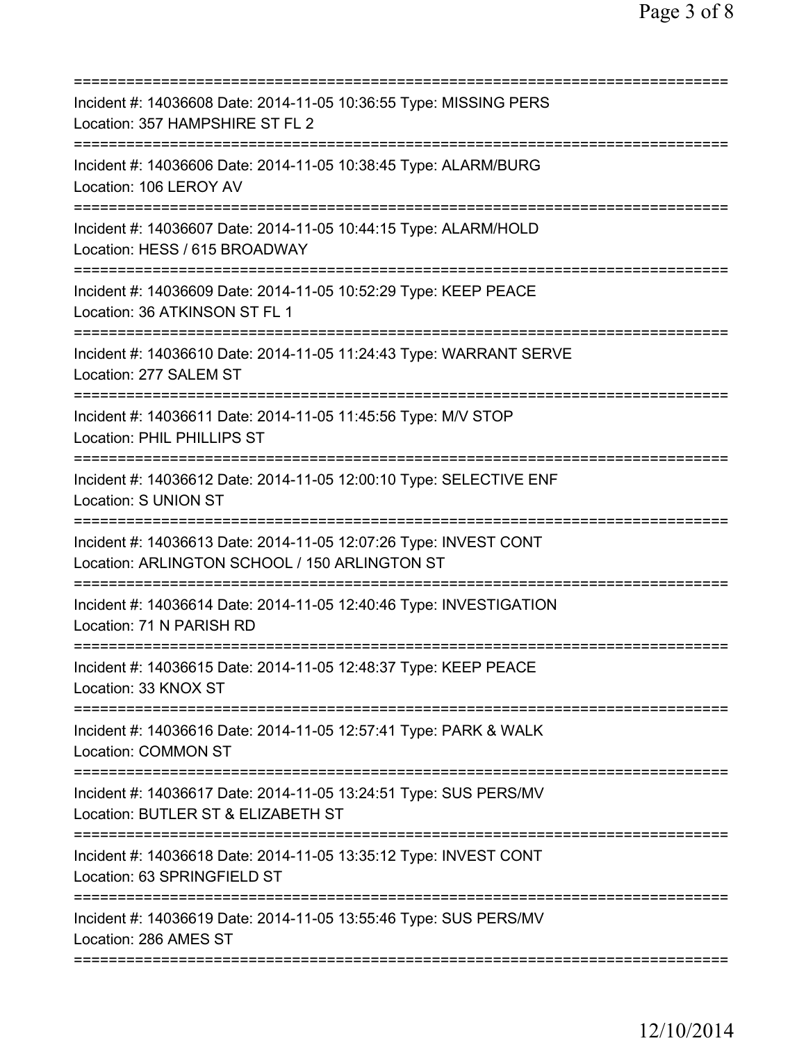Incident #: 14036608 Date: 2014-11-05 10:36:55 Type: MISSING PERS
Location: 357 HAMPSHIRE ST FL 2

Incident #: 14036606 Date: 2014-11-05 10:38:45 Type: ALARM/BURG
Location: 106 LEROY AV

Incident #: 14036607 Date: 2014-11-05 10:44:15 Type: ALARM/HOLD
Location: HESS / 615 BROADWAY

Incident #: 14036609 Date: 2014-11-05 10:52:29 Type: KEEP PEACE
Location: 36 ATKINSON ST FL 1

Incident #: 14036610 Date: 2014-11-05 11:24:43 Type: WARRANT SERVE
Location: 277 SALEM ST

Incident #: 14036611 Date: 2014-11-05 11:45:56 Type: M/V STOP
Location: PHIL PHILLIPS ST

Incident #: 14036612 Date: 2014-11-05 12:00:10 Type: SELECTIVE ENF
Location: S UNION ST

Incident #: 14036613 Date: 2014-11-05 12:07:26 Type: INVEST CONT
Location: ARLINGTON SCHOOL / 150 ARLINGTON ST

Incident #: 14036614 Date: 2014-11-05 12:40:46 Type: INVESTIGATION
Location: 71 N PARISH RD

Incident #: 14036615 Date: 2014-11-05 12:48:37 Type: KEEP PEACE
Location: 33 KNOX ST

Incident #: 14036616 Date: 2014-11-05 12:57:41 Type: PARK & WALK
Location: COMMON ST

Incident #: 14036617 Date: 2014-11-05 13:24:51 Type: SUS PERS/MV
Location: BUTLER ST & ELIZABETH ST

Incident #: 14036618 Date: 2014-11-05 13:35:12 Type: INVEST CONT
Location: 63 SPRINGFIELD ST

Incident #: 14036619 Date: 2014-11-05 13:55:46 Type: SUS PERS/MV
Location: 286 AMES ST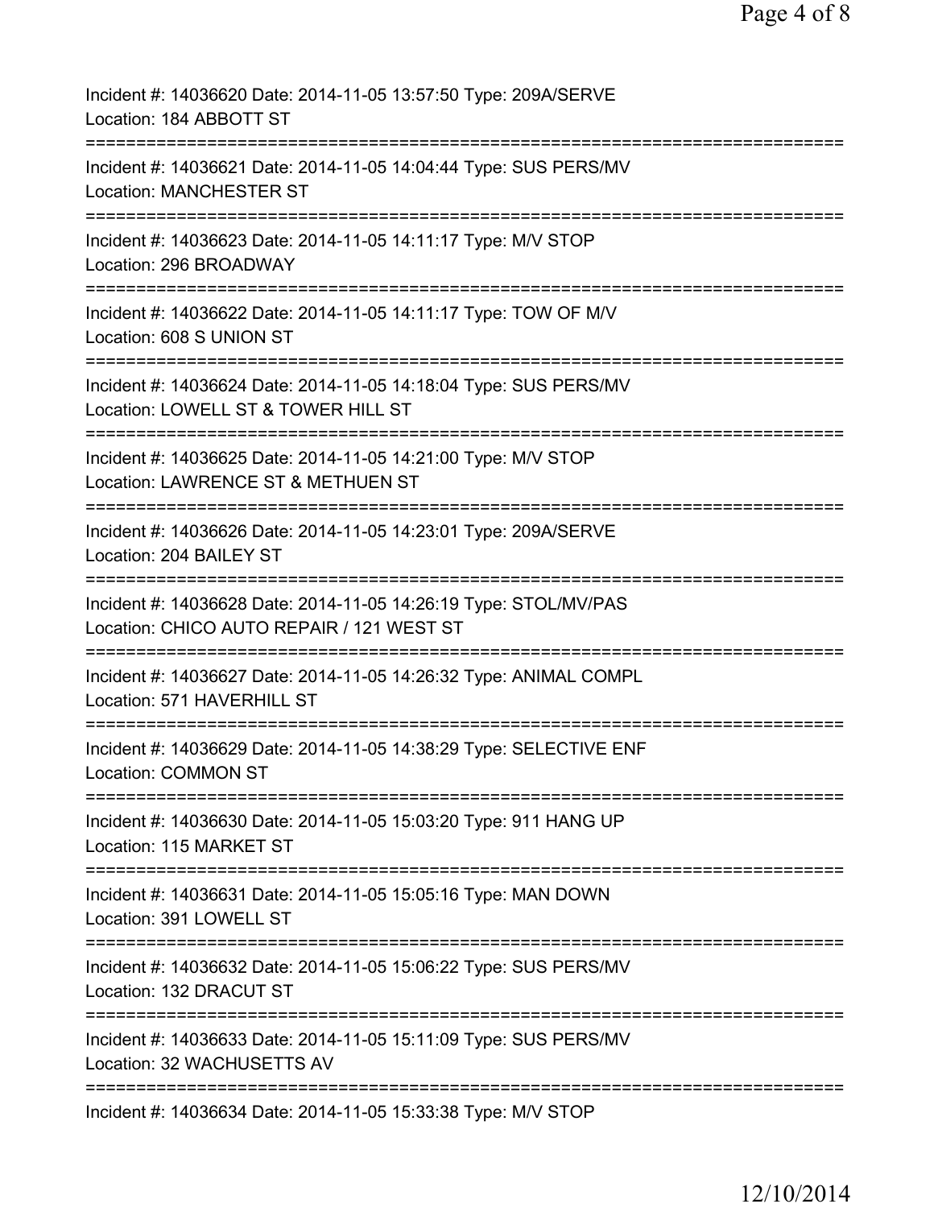Incident #: 14036620 Date: 2014-11-05 13:57:50 Type: 209A/SERVE
Location: 184 ABBOTT ST
===========================================================================
Incident #: 14036621 Date: 2014-11-05 14:04:44 Type: SUS PERS/MV
Location: MANCHESTER ST
===========================================================================
Incident #: 14036623 Date: 2014-11-05 14:11:17 Type: M/V STOP
Location: 296 BROADWAY
===========================================================================
Incident #: 14036622 Date: 2014-11-05 14:11:17 Type: TOW OF M/V
Location: 608 S UNION ST
===========================================================================
Incident #: 14036624 Date: 2014-11-05 14:18:04 Type: SUS PERS/MV
Location: LOWELL ST & TOWER HILL ST
===========================================================================
Incident #: 14036625 Date: 2014-11-05 14:21:00 Type: M/V STOP
Location: LAWRENCE ST & METHUEN ST
===========================================================================
Incident #: 14036626 Date: 2014-11-05 14:23:01 Type: 209A/SERVE
Location: 204 BAILEY ST
===========================================================================
Incident #: 14036628 Date: 2014-11-05 14:26:19 Type: STOL/MV/PAS
Location: CHICO AUTO REPAIR / 121 WEST ST
===========================================================================
Incident #: 14036627 Date: 2014-11-05 14:26:32 Type: ANIMAL COMPL
Location: 571 HAVERHILL ST
===========================================================================
Incident #: 14036629 Date: 2014-11-05 14:38:29 Type: SELECTIVE ENF
Location: COMMON ST
===========================================================================
Incident #: 14036630 Date: 2014-11-05 15:03:20 Type: 911 HANG UP
Location: 115 MARKET ST
===========================================================================
Incident #: 14036631 Date: 2014-11-05 15:05:16 Type: MAN DOWN
Location: 391 LOWELL ST
===========================================================================
Incident #: 14036632 Date: 2014-11-05 15:06:22 Type: SUS PERS/MV
Location: 132 DRACUT ST
===========================================================================
Incident #: 14036633 Date: 2014-11-05 15:11:09 Type: SUS PERS/MV
Location: 32 WACHUSETTS AV
===========================================================================
Incident #: 14036634 Date: 2014-11-05 15:33:38 Type: M/V STOP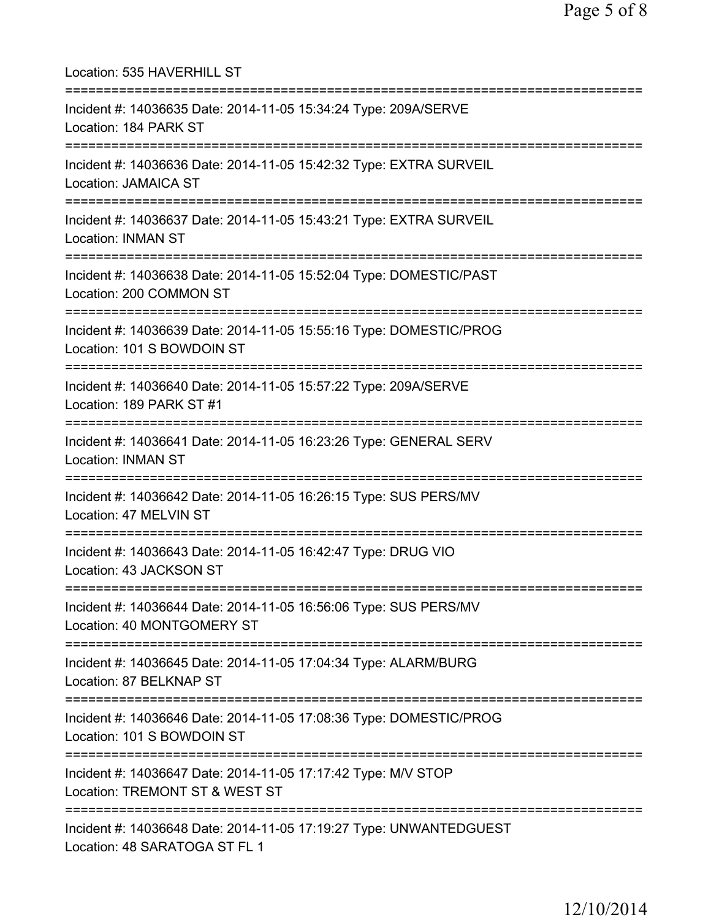Location: 535 HAVERHILL ST

===========================================================================

Incident #: 14036635 Date: 2014-11-05 15:34:24 Type: 209A/SERVE

Location: 184 PARK ST

===========================================================================

Incident #: 14036636 Date: 2014-11-05 15:42:32 Type: EXTRA SURVEIL

Location: JAMAICA ST

===========================================================================

Incident #: 14036637 Date: 2014-11-05 15:43:21 Type: EXTRA SURVEIL

Location: INMAN ST

===========================================================================

Incident #: 14036638 Date: 2014-11-05 15:52:04 Type: DOMESTIC/PAST

Location: 200 COMMON ST

===========================================================================

Incident #: 14036639 Date: 2014-11-05 15:55:16 Type: DOMESTIC/PROG

Location: 101 S BOWDOIN ST

===========================================================================

Incident #: 14036640 Date: 2014-11-05 15:57:22 Type: 209A/SERVE

Location: 189 PARK ST #1

===========================================================================

Incident #: 14036641 Date: 2014-11-05 16:23:26 Type: GENERAL SERV

Location: INMAN ST

===========================================================================

Incident #: 14036642 Date: 2014-11-05 16:26:15 Type: SUS PERS/MV

Location: 47 MELVIN ST

===========================================================================

Incident #: 14036643 Date: 2014-11-05 16:42:47 Type: DRUG VIO

Location: 43 JACKSON ST

===========================================================================

Incident #: 14036644 Date: 2014-11-05 16:56:06 Type: SUS PERS/MV

Location: 40 MONTGOMERY ST

===========================================================================

Incident #: 14036645 Date: 2014-11-05 17:04:34 Type: ALARM/BURG

Location: 87 BELKNAP ST

===========================================================================

Incident #: 14036646 Date: 2014-11-05 17:08:36 Type: DOMESTIC/PROG

Location: 101 S BOWDOIN ST

===========================================================================

Incident #: 14036647 Date: 2014-11-05 17:17:42 Type: M/V STOP

Location: TREMONT ST & WEST ST

===========================================================================

Incident #: 14036648 Date: 2014-11-05 17:19:27 Type: UNWANTEDGUEST

Location: 48 SARATOGA ST FL 1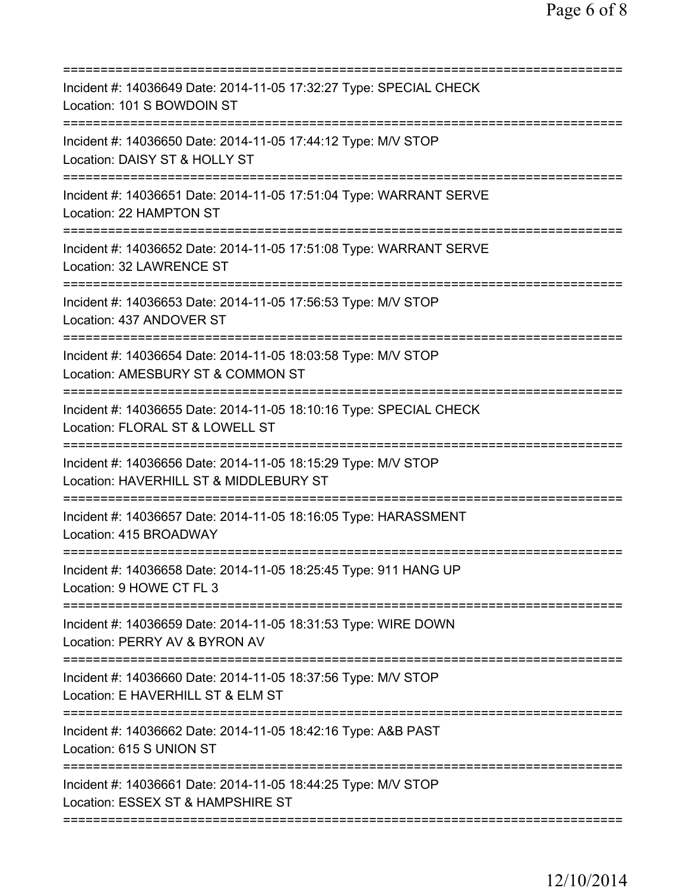===========================================================================
Incident #: 14036649 Date: 2014-11-05 17:32:27 Type: SPECIAL CHECK
Location: 101 S BOWDOIN ST
===========================================================================
Incident #: 14036650 Date: 2014-11-05 17:44:12 Type: M/V STOP
Location: DAISY ST & HOLLY ST
===========================================================================
Incident #: 14036651 Date: 2014-11-05 17:51:04 Type: WARRANT SERVE
Location: 22 HAMPTON ST
===========================================================================
Incident #: 14036652 Date: 2014-11-05 17:51:08 Type: WARRANT SERVE
Location: 32 LAWRENCE ST
===========================================================================
Incident #: 14036653 Date: 2014-11-05 17:56:53 Type: M/V STOP
Location: 437 ANDOVER ST
===========================================================================
Incident #: 14036654 Date: 2014-11-05 18:03:58 Type: M/V STOP
Location: AMESBURY ST & COMMON ST
===========================================================================
Incident #: 14036655 Date: 2014-11-05 18:10:16 Type: SPECIAL CHECK
Location: FLORAL ST & LOWELL ST
===========================================================================
Incident #: 14036656 Date: 2014-11-05 18:15:29 Type: M/V STOP
Location: HAVERHILL ST & MIDDLEBURY ST
===========================================================================
Incident #: 14036657 Date: 2014-11-05 18:16:05 Type: HARASSMENT
Location: 415 BROADWAY
===========================================================================
Incident #: 14036658 Date: 2014-11-05 18:25:45 Type: 911 HANG UP
Location: 9 HOWE CT FL 3
===========================================================================
Incident #: 14036659 Date: 2014-11-05 18:31:53 Type: WIRE DOWN
Location: PERRY AV & BYRON AV
===========================================================================
Incident #: 14036660 Date: 2014-11-05 18:37:56 Type: M/V STOP
Location: E HAVERHILL ST & ELM ST
===========================================================================
Incident #: 14036662 Date: 2014-11-05 18:42:16 Type: A&B PAST
Location: 615 S UNION ST
===========================================================================
Incident #: 14036661 Date: 2014-11-05 18:44:25 Type: M/V STOP
Location: ESSEX ST & HAMPSHIRE ST
===========================================================================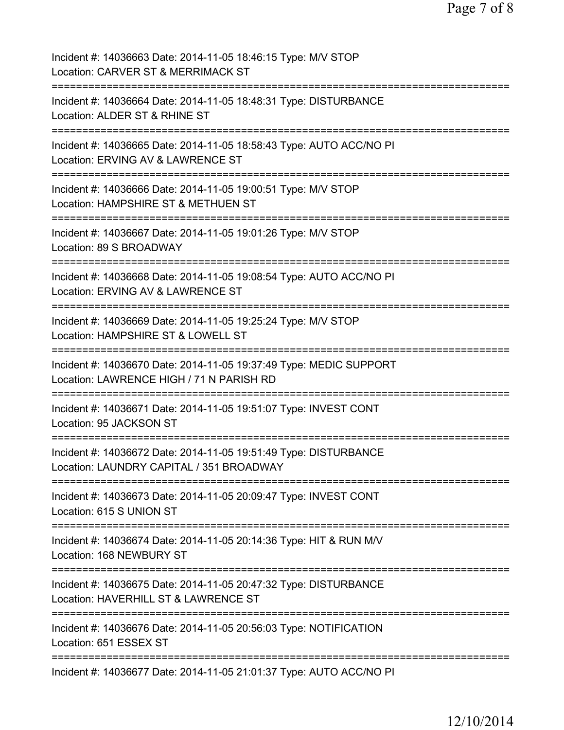Incident #: 14036663 Date: 2014-11-05 18:46:15 Type: M/V STOP
Location: CARVER ST & MERRIMACK ST
===========================================================================
Incident #: 14036664 Date: 2014-11-05 18:48:31 Type: DISTURBANCE
Location: ALDER ST & RHINE ST
===========================================================================
Incident #: 14036665 Date: 2014-11-05 18:58:43 Type: AUTO ACC/NO PI
Location: ERVING AV & LAWRENCE ST
===========================================================================
Incident #: 14036666 Date: 2014-11-05 19:00:51 Type: M/V STOP
Location: HAMPSHIRE ST & METHUEN ST
===========================================================================
Incident #: 14036667 Date: 2014-11-05 19:01:26 Type: M/V STOP
Location: 89 S BROADWAY
===========================================================================
Incident #: 14036668 Date: 2014-11-05 19:08:54 Type: AUTO ACC/NO PI
Location: ERVING AV & LAWRENCE ST
===========================================================================
Incident #: 14036669 Date: 2014-11-05 19:25:24 Type: M/V STOP
Location: HAMPSHIRE ST & LOWELL ST
===========================================================================
Incident #: 14036670 Date: 2014-11-05 19:37:49 Type: MEDIC SUPPORT
Location: LAWRENCE HIGH / 71 N PARISH RD
===========================================================================
Incident #: 14036671 Date: 2014-11-05 19:51:07 Type: INVEST CONT
Location: 95 JACKSON ST
===========================================================================
Incident #: 14036672 Date: 2014-11-05 19:51:49 Type: DISTURBANCE
Location: LAUNDRY CAPITAL / 351 BROADWAY
===========================================================================
Incident #: 14036673 Date: 2014-11-05 20:09:47 Type: INVEST CONT
Location: 615 S UNION ST
===========================================================================
Incident #: 14036674 Date: 2014-11-05 20:14:36 Type: HIT & RUN M/V
Location: 168 NEWBURY ST
===========================================================================
Incident #: 14036675 Date: 2014-11-05 20:47:32 Type: DISTURBANCE
Location: HAVERHILL ST & LAWRENCE ST
===========================================================================
Incident #: 14036676 Date: 2014-11-05 20:56:03 Type: NOTIFICATION
Location: 651 ESSEX ST
===========================================================================
Incident #: 14036677 Date: 2014-11-05 21:01:37 Type: AUTO ACC/NO PI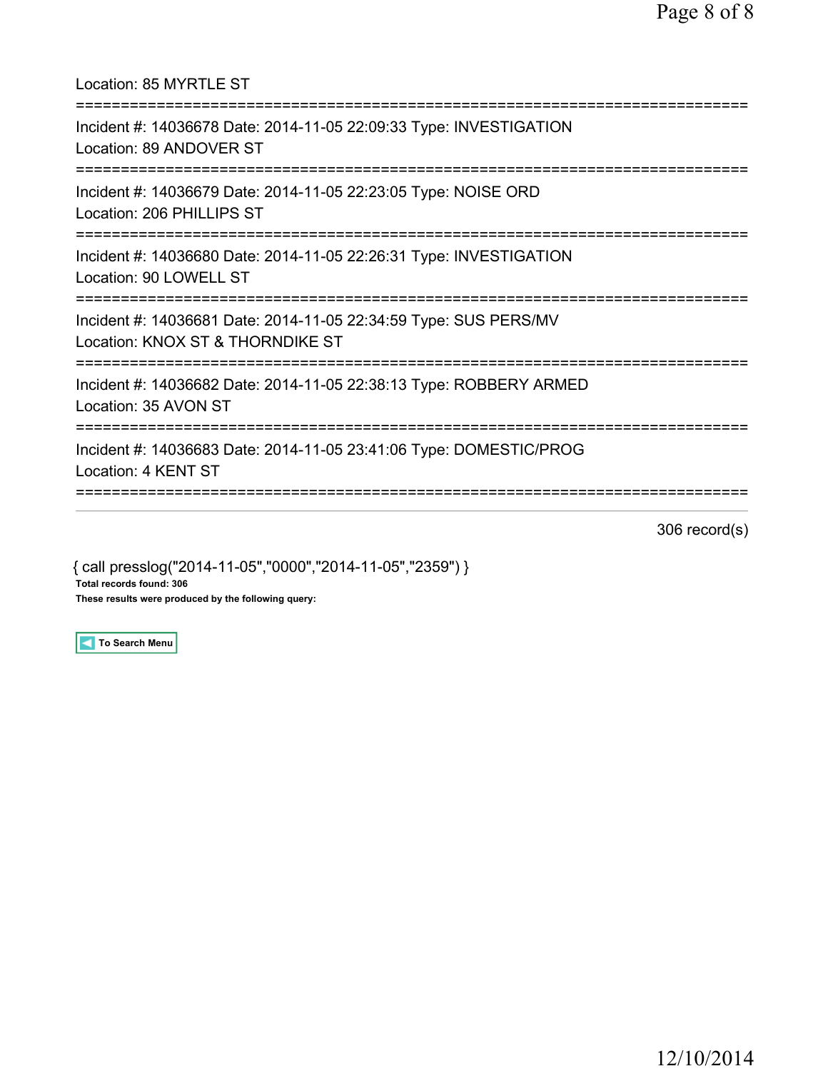Location: 85 MYRTLE ST

===========================================================================

Incident #: 14036678 Date: 2014-11-05 22:09:33 Type: INVESTIGATION
Location: 89 ANDOVER ST

===========================================================================

Incident #: 14036679 Date: 2014-11-05 22:23:05 Type: NOISE ORD
Location: 206 PHILLIPS ST

===========================================================================

Incident #: 14036680 Date: 2014-11-05 22:26:31 Type: INVESTIGATION
Location: 90 LOWELL ST

===========================================================================

Incident #: 14036681 Date: 2014-11-05 22:34:59 Type: SUS PERS/MV
Location: KNOX ST & THORNDIKE ST

===========================================================================

Incident #: 14036682 Date: 2014-11-05 22:38:13 Type: ROBBERY ARMED
Location: 35 AVON ST

===========================================================================

Incident #: 14036683 Date: 2014-11-05 23:41:06 Type: DOMESTIC/PROG
Location: 4 KENT ST

===========================================================================

306 record(s)

{ call presslog("2014-11-05","0000","2014-11-05","2359") }

**Total records found: 306**

**These results were produced by the following query:**

To Search Menu

12/10/2014